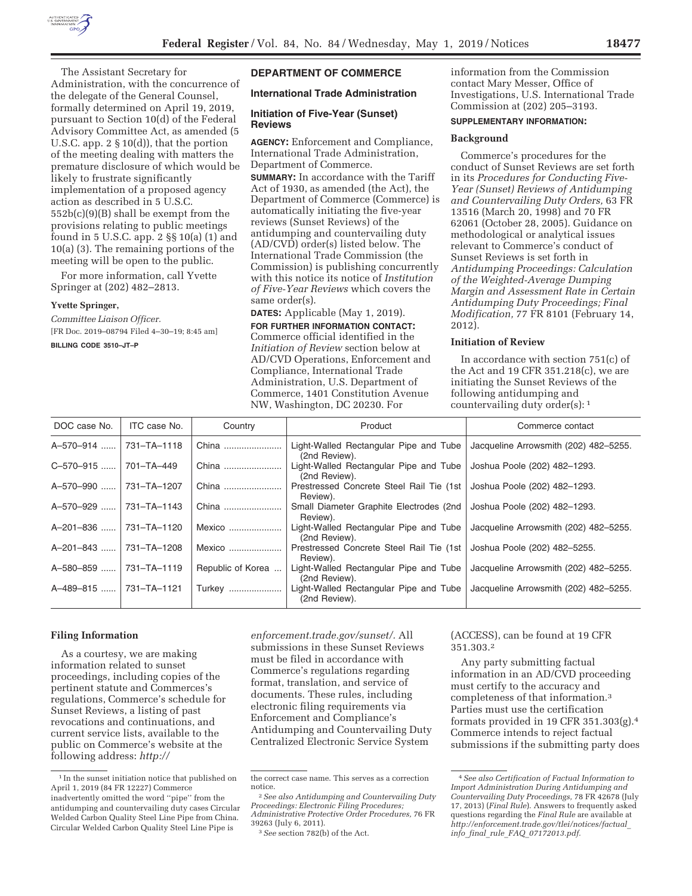The Assistant Secretary for Administration, with the concurrence of the delegate of the General Counsel, formally determined on April 19, 2019, pursuant to Section 10(d) of the Federal Advisory Committee Act, as amended (5 U.S.C. app. 2 § 10(d)), that the portion of the meeting dealing with matters the premature disclosure of which would be likely to frustrate significantly implementation of a proposed agency action as described in 5 U.S.C. 552b(c)(9)(B) shall be exempt from the provisions relating to public meetings found in 5 U.S.C. app. 2 §§ 10(a) (1) and 10(a) (3). The remaining portions of the meeting will be open to the public.

For more information, call Yvette Springer at (202) 482–2813.

**Yvette Springer,**

*Committee Liaison Officer.*

[FR Doc. 2019–08794 Filed 4–30–19; 8:45 am]

**BILLING CODE 3510–JT–P**

## DEPARTMENT OF COMMERCE

### International Trade Administration

### Initiation of Five-Year (Sunset) Reviews

**AGENCY:** Enforcement and Compliance, International Trade Administration, Department of Commerce.

**SUMMARY:** In accordance with the Tariff Act of 1930, as amended (the Act), the Department of Commerce (Commerce) is automatically initiating the five-year reviews (Sunset Reviews) of the antidumping and countervailing duty (AD/CVD) order(s) listed below. The International Trade Commission (the Commission) is publishing concurrently with this notice its notice of *Institution of Five-Year Reviews* which covers the same order(s).

**DATES:** Applicable (May 1, 2019).

**FOR FURTHER INFORMATION CONTACT:** Commerce official identified in the *Initiation of Review* section below at AD/CVD Operations, Enforcement and Compliance, International Trade Administration, U.S. Department of Commerce, 1401 Constitution Avenue NW, Washington, DC 20230. For information from the Commission contact Mary Messer, Office of Investigations, U.S. International Trade Commission at (202) 205–3193.

**SUPPLEMENTARY INFORMATION:**

### Background

Commerce's procedures for the conduct of Sunset Reviews are set forth in its *Procedures for Conducting Five-Year (Sunset) Reviews of Antidumping and Countervailing Duty Orders,* 63 FR 13516 (March 20, 1998) and 70 FR 62061 (October 28, 2005). Guidance on methodological or analytical issues relevant to Commerce's conduct of Sunset Reviews is set forth in *Antidumping Proceedings: Calculation of the Weighted-Average Dumping Margin and Assessment Rate in Certain Antidumping Duty Proceedings; Final Modification,* 77 FR 8101 (February 14, 2012).

### Initiation of Review

In accordance with section 751(c) of the Act and 19 CFR 351.218(c), we are initiating the Sunset Reviews of the following antidumping and countervailing duty order(s): [1]

| DOC case No. | ITC case No. | Country | Product | Commerce contact |
|---|---|---|---|---|
| A–570–914 | 731–TA–1118 | China | Light-Walled Rectangular Pipe and Tube (2nd Review). | Jacqueline Arrowsmith (202) 482–5255. |
| C–570–915 | 701–TA–449 | China | Light-Walled Rectangular Pipe and Tube (2nd Review). | Joshua Poole (202) 482–1293. |
| A–570–990 | 731–TA–1207 | China | Prestressed Concrete Steel Rail Tie (1st Review). | Joshua Poole (202) 482–1293. |
| A–570–929 | 731–TA–1143 | China | Small Diameter Graphite Electrodes (2nd Review). | Joshua Poole (202) 482–1293. |
| A–201–836 | 731–TA–1120 | Mexico | Light-Walled Rectangular Pipe and Tube (2nd Review). | Jacqueline Arrowsmith (202) 482–5255. |
| A–201–843 | 731–TA–1208 | Mexico | Prestressed Concrete Steel Rail Tie (1st Review). | Joshua Poole (202) 482–5255. |
| A–580–859 | 731–TA–1119 | Republic of Korea | Light-Walled Rectangular Pipe and Tube (2nd Review). | Jacqueline Arrowsmith (202) 482–5255. |
| A–489–815 | 731–TA–1121 | Turkey | Light-Walled Rectangular Pipe and Tube (2nd Review). | Jacqueline Arrowsmith (202) 482–5255. |

### Filing Information

As a courtesy, we are making information related to sunset proceedings, including copies of the pertinent statute and Commerces's regulations, Commerce's schedule for Sunset Reviews, a listing of past revocations and continuations, and current service lists, available to the public on Commerce's website at the following address: *http://enforcement.trade.gov/sunset/.* All submissions in these Sunset Reviews must be filed in accordance with Commerce's regulations regarding format, translation, and service of documents. These rules, including electronic filing requirements via Enforcement and Compliance's Antidumping and Countervailing Duty Centralized Electronic Service System (ACCESS), can be found at 19 CFR 351.303.[2]

Any party submitting factual information in an AD/CVD proceeding must certify to the accuracy and completeness of that information.[3] Parties must use the certification formats provided in 19 CFR 351.303(g).[4] Commerce intends to reject factual submissions if the submitting party does

---

[1] In the sunset initiation notice that published on April 1, 2019 (84 FR 12227) Commerce inadvertently omitted the word ''pipe'' from the antidumping and countervailing duty cases Circular Welded Carbon Quality Steel Line Pipe from China. Circular Welded Carbon Quality Steel Line Pipe is the correct case name. This serves as a correction notice.

[2] *See also Antidumping and Countervailing Duty Proceedings: Electronic Filing Procedures; Administrative Protective Order Procedures,* 76 FR 39263 (July 6, 2011).

[3] *See* section 782(b) of the Act.

[4] *See also Certification of Factual Information to Import Administration During Antidumping and Countervailing Duty Proceedings,* 78 FR 42678 (July 17, 2013) (*Final Rule*). Answers to frequently asked questions regarding the *Final Rule* are available at *http://enforcement.trade.gov/tlei/notices/factual_info_final_rule_FAQ_07172013.pdf.*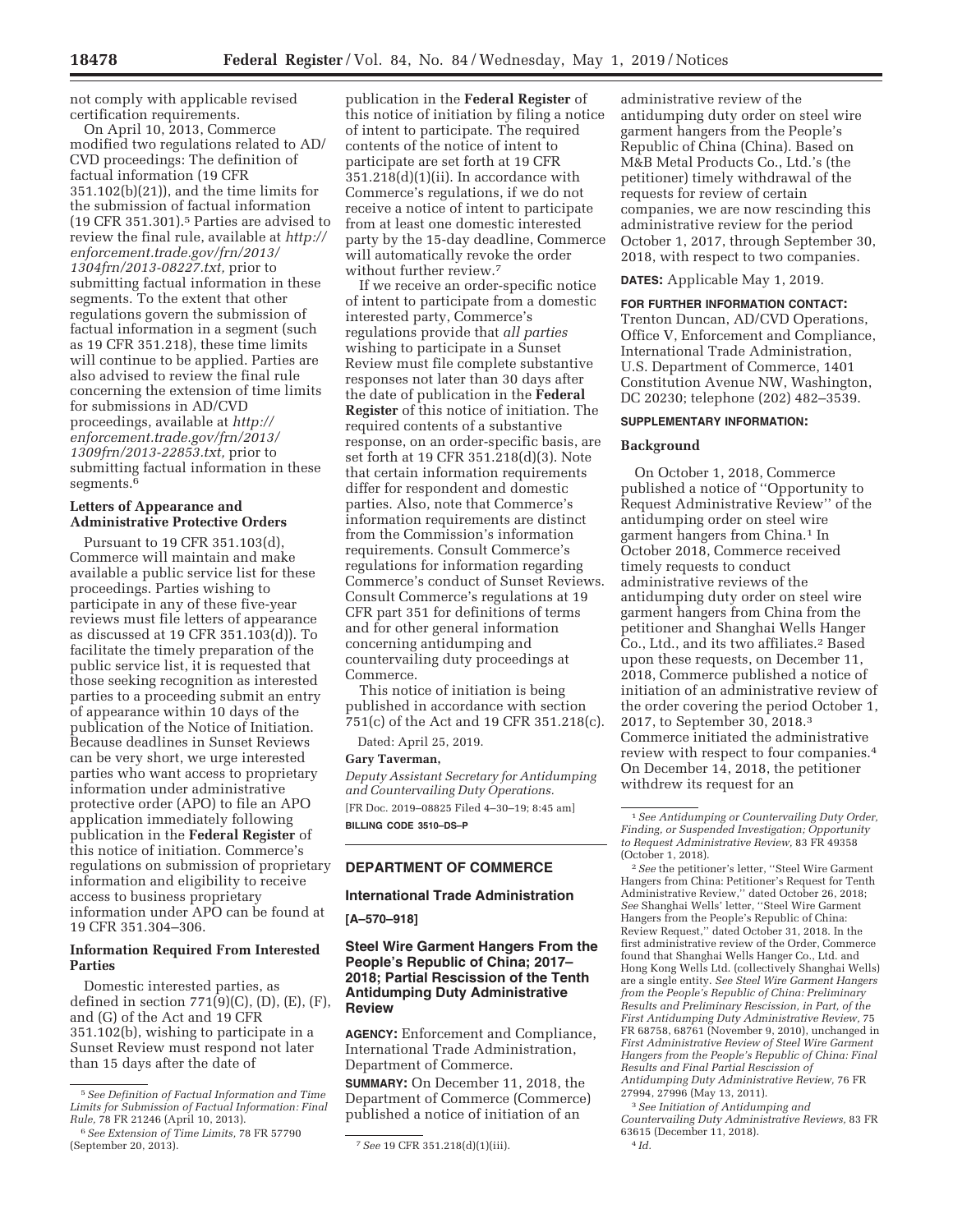not comply with applicable revised certification requirements.

On April 10, 2013, Commerce modified two regulations related to AD/CVD proceedings: The definition of factual information (19 CFR 351.102(b)(21)), and the time limits for the submission of factual information (19 CFR 351.301).[5] Parties are advised to review the final rule, available at *http://enforcement.trade.gov/frn/2013/1304frn/2013-08227.txt,* prior to submitting factual information in these segments. To the extent that other regulations govern the submission of factual information in a segment (such as 19 CFR 351.218), these time limits will continue to be applied. Parties are also advised to review the final rule concerning the extension of time limits for submissions in AD/CVD proceedings, available at *http://enforcement.trade.gov/frn/2013/1309frn/2013-22853.txt,* prior to submitting factual information in these segments.[6]

### Letters of Appearance and Administrative Protective Orders

Pursuant to 19 CFR 351.103(d), Commerce will maintain and make available a public service list for these proceedings. Parties wishing to participate in any of these five-year reviews must file letters of appearance as discussed at 19 CFR 351.103(d)). To facilitate the timely preparation of the public service list, it is requested that those seeking recognition as interested parties to a proceeding submit an entry of appearance within 10 days of the publication of the Notice of Initiation. Because deadlines in Sunset Reviews can be very short, we urge interested parties who want access to proprietary information under administrative protective order (APO) to file an APO application immediately following publication in the **Federal Register** of this notice of initiation. Commerce's regulations on submission of proprietary information and eligibility to receive access to business proprietary information under APO can be found at 19 CFR 351.304–306.

### Information Required From Interested Parties

Domestic interested parties, as defined in section 771(9)(C), (D), (E), (F), and (G) of the Act and 19 CFR 351.102(b), wishing to participate in a Sunset Review must respond not later than 15 days after the date of publication in the **Federal Register** of this notice of initiation by filing a notice of intent to participate. The required contents of the notice of intent to participate are set forth at 19 CFR 351.218(d)(1)(ii). In accordance with Commerce's regulations, if we do not receive a notice of intent to participate from at least one domestic interested party by the 15-day deadline, Commerce will automatically revoke the order without further review.[7]

If we receive an order-specific notice of intent to participate from a domestic interested party, Commerce's regulations provide that *all parties* wishing to participate in a Sunset Review must file complete substantive responses not later than 30 days after the date of publication in the **Federal Register** of this notice of initiation. The required contents of a substantive response, on an order-specific basis, are set forth at 19 CFR 351.218(d)(3). Note that certain information requirements differ for respondent and domestic parties. Also, note that Commerce's information requirements are distinct from the Commission's information requirements. Consult Commerce's regulations for information regarding Commerce's conduct of Sunset Reviews. Consult Commerce's regulations at 19 CFR part 351 for definitions of terms and for other general information concerning antidumping and countervailing duty proceedings at Commerce.

This notice of initiation is being published in accordance with section 751(c) of the Act and 19 CFR 351.218(c).

Dated: April 25, 2019.

**Gary Taverman,**

*Deputy Assistant Secretary for Antidumping and Countervailing Duty Operations.*

[FR Doc. 2019–08825 Filed 4–30–19; 8:45 am]

**BILLING CODE 3510–DS–P**

---

[5] *See Definition of Factual Information and Time Limits for Submission of Factual Information: Final Rule,* 78 FR 21246 (April 10, 2013).

[6] *See Extension of Time Limits,* 78 FR 57790 (September 20, 2013).

[7] *See* 19 CFR 351.218(d)(1)(iii).

---

## DEPARTMENT OF COMMERCE

### International Trade Administration

**[A–570–918]**

### Steel Wire Garment Hangers From the People's Republic of China; 2017–2018; Partial Rescission of the Tenth Antidumping Duty Administrative Review

**AGENCY:** Enforcement and Compliance, International Trade Administration, Department of Commerce.

**SUMMARY:** On December 11, 2018, the Department of Commerce (Commerce) published a notice of initiation of an administrative review of the antidumping duty order on steel wire garment hangers from the People's Republic of China (China). Based on M&B Metal Products Co., Ltd.'s (the petitioner) timely withdrawal of the requests for review of certain companies, we are now rescinding this administrative review for the period October 1, 2017, through September 30, 2018, with respect to two companies.

**DATES:** Applicable May 1, 2019.

**FOR FURTHER INFORMATION CONTACT:** Trenton Duncan, AD/CVD Operations, Office V, Enforcement and Compliance, International Trade Administration, U.S. Department of Commerce, 1401 Constitution Avenue NW, Washington, DC 20230; telephone (202) 482–3539.

**SUPPLEMENTARY INFORMATION:**

### Background

On October 1, 2018, Commerce published a notice of "Opportunity to Request Administrative Review" of the antidumping order on steel wire garment hangers from China.[1] In October 2018, Commerce received timely requests to conduct administrative reviews of the antidumping duty order on steel wire garment hangers from China from the petitioner and Shanghai Wells Hanger Co., Ltd., and its two affiliates.[2] Based upon these requests, on December 11, 2018, Commerce published a notice of initiation of an administrative review of the order covering the period October 1, 2017, to September 30, 2018.[3] Commerce initiated the administrative review with respect to four companies.[4] On December 14, 2018, the petitioner withdrew its request for an

---

[1] *See Antidumping or Countervailing Duty Order, Finding, or Suspended Investigation; Opportunity to Request Administrative Review,* 83 FR 49358 (October 1, 2018).

[2] *See* the petitioner's letter, "Steel Wire Garment Hangers from China: Petitioner's Request for Tenth Administrative Review," dated October 26, 2018; *See* Shanghai Wells' letter, "Steel Wire Garment Hangers from the People's Republic of China: Review Request," dated October 31, 2018. In the first administrative review of the Order, Commerce found that Shanghai Wells Hanger Co., Ltd. and Hong Kong Wells Ltd. (collectively Shanghai Wells) are a single entity. *See Steel Wire Garment Hangers from the People's Republic of China: Preliminary Results and Preliminary Rescission, in Part, of the First Antidumping Duty Administrative Review,* 75 FR 68758, 68761 (November 9, 2010), unchanged in *First Administrative Review of Steel Wire Garment Hangers from the People's Republic of China: Final Results and Final Partial Rescission of Antidumping Duty Administrative Review,* 76 FR 27994, 27996 (May 13, 2011).

[3] *See Initiation of Antidumping and Countervailing Duty Administrative Reviews,* 83 FR 63615 (December 11, 2018).

[4] *Id.*